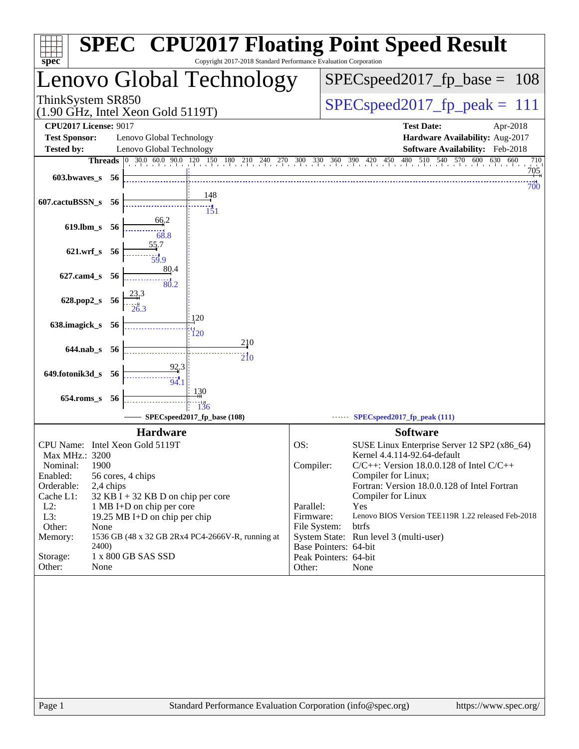# SPEC CPU2017 Floating Point Speed Result

Copyright 2017-2018 Standard Performance Evaluation Corporation

## Lenovo Global Technology

ThinkSystem SR850
(1.90 GHz, Intel Xeon Gold 5119T)

SPECspeed2017_fp_base = 108

SPECspeed2017_fp_peak = 111

| | | | |
|---|---|---|---|
| **CPU2017 License:** | 9017 | **Test Date:** | Apr-2018 |
| **Test Sponsor:** | Lenovo Global Technology | **Hardware Availability:** | Aug-2017 |
| **Tested by:** | Lenovo Global Technology | **Software Availability:** | Feb-2018 |

| Benchmark | Threads | Base | Peak |
|---|---|---|---|
| 603.bwaves_s | 56 | 705 | 700 |
| 607.cactuBSSN_s | 56 | 148 | 151 |
| 619.lbm_s | 56 | 66.2 | 68.8 |
| 621.wrf_s | 56 | 55.7 | 59.9 |
| 627.cam4_s | 56 | 80.4 | 80.2 |
| 628.pop2_s | 56 | 23.3 | 26.3 |
| 638.imagick_s | 56 | 120 | 120 |
| 644.nab_s | 56 | 210 | 210 |
| 649.fotonik3d_s | 56 | 92.3 | 94.1 |
| 654.roms_s | 56 | 130 | 136 |

SPECspeed2017_fp_base (108) SPECspeed2017_fp_peak (111)

### Hardware

| | |
|---|---|
| CPU Name: | Intel Xeon Gold 5119T |
| Max MHz.: | 3200 |
| Nominal: | 1900 |
| Enabled: | 56 cores, 4 chips |
| Orderable: | 2,4 chips |
| Cache L1: | 32 KB I + 32 KB D on chip per core |
| L2: | 1 MB I+D on chip per core |
| L3: | 19.25 MB I+D on chip per chip |
| Other: | None |
| Memory: | 1536 GB (48 x 32 GB 2Rx4 PC4-2666V-R, running at 2400) |
| Storage: | 1 x 800 GB SAS SSD |
| Other: | None |

### Software

| | |
|---|---|
| OS: | SUSE Linux Enterprise Server 12 SP2 (x86_64) Kernel 4.4.114-92.64-default |
| Compiler: | C/C++: Version 18.0.0.128 of Intel C/C++ Compiler for Linux; Fortran: Version 18.0.0.128 of Intel Fortran Compiler for Linux |
| Parallel: | Yes |
| Firmware: | Lenovo BIOS Version TEE119R 1.22 released Feb-2018 |
| File System: | btrfs |
| System State: | Run level 3 (multi-user) |
| Base Pointers: | 64-bit |
| Peak Pointers: | 64-bit |
| Other: | None |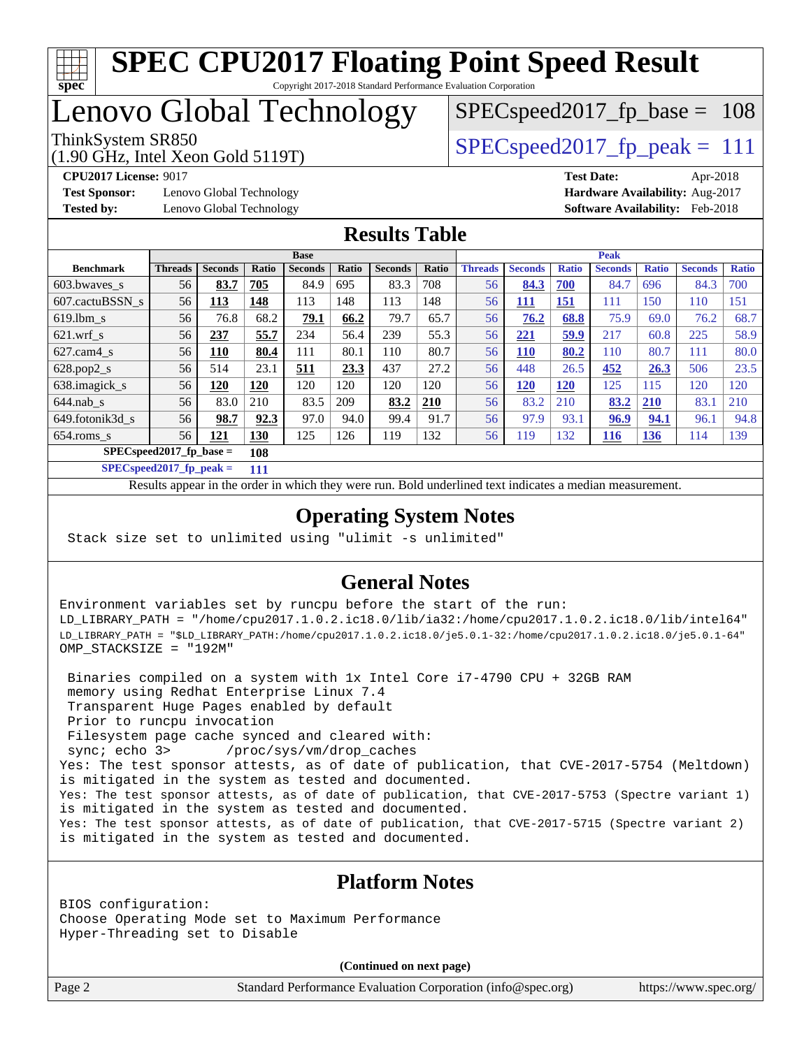# SPEC CPU2017 Floating Point Speed Result

Copyright 2017-2018 Standard Performance Evaluation Corporation

# Lenovo Global Technology

ThinkSystem SR850
(1.90 GHz, Intel Xeon Gold 5119T)

SPECspeed2017_fp_base = 108

SPECspeed2017_fp_peak = 111

**CPU2017 License:** 9017
**Test Sponsor:** Lenovo Global Technology
**Tested by:** Lenovo Global Technology

**Test Date:** Apr-2018
**Hardware Availability:** Aug-2017
**Software Availability:** Feb-2018

## Results Table

| Benchmark | Base | | | | | | | Peak | | | | | | |
|---|---|---|---|---|---|---|---|---|---|---|---|---|---|---|
| | Threads | Seconds | Ratio | Seconds | Ratio | Seconds | Ratio | Threads | Seconds | Ratio | Seconds | Ratio | Seconds | Ratio |
| 603.bwaves_s | 56 | **83.7** | **705** | 84.9 | 695 | 83.3 | 708 | 56 | **84.3** | **700** | 84.7 | 696 | 84.3 | 700 |
| 607.cactuBSSN_s | 56 | **113** | **148** | 113 | 148 | 113 | 148 | 56 | **111** | **151** | 111 | 150 | 110 | 151 |
| 619.lbm_s | 56 | 76.8 | 68.2 | **79.1** | **66.2** | 79.7 | 65.7 | 56 | **76.2** | **68.8** | 75.9 | 69.0 | 76.2 | 68.7 |
| 621.wrf_s | 56 | **237** | **55.7** | 234 | 56.4 | 239 | 55.3 | 56 | **221** | **59.9** | 217 | 60.8 | 225 | 58.9 |
| 627.cam4_s | 56 | **110** | **80.4** | 111 | 80.1 | 110 | 80.7 | 56 | **110** | **80.2** | 110 | 80.7 | 111 | 80.0 |
| 628.pop2_s | 56 | 514 | 23.1 | **511** | **23.3** | 437 | 27.2 | 56 | 448 | 26.5 | **452** | **26.3** | 506 | 23.5 |
| 638.imagick_s | 56 | **120** | **120** | 120 | 120 | 120 | 120 | 56 | **120** | **120** | 125 | 115 | 120 | 120 |
| 644.nab_s | 56 | 83.0 | 210 | 83.5 | 209 | **83.2** | **210** | 56 | 83.2 | 210 | **83.2** | **210** | 83.1 | 210 |
| 649.fotonik3d_s | 56 | **98.7** | **92.3** | 97.0 | 94.0 | 99.4 | 91.7 | 56 | 97.9 | 93.1 | **96.9** | **94.1** | 96.1 | 94.8 |
| 654.roms_s | 56 | **121** | **130** | 125 | 126 | 119 | 132 | 56 | 119 | 132 | **116** | **136** | 114 | 139 |

**SPECspeed2017_fp_base = 108**

**SPECspeed2017_fp_peak = 111**

Results appear in the order in which they were run. Bold underlined text indicates a median measurement.

## Operating System Notes

```
Stack size set to unlimited using "ulimit -s unlimited"
```

## General Notes

```
Environment variables set by runcpu before the start of the run:
LD_LIBRARY_PATH = "/home/cpu2017.1.0.2.ic18.0/lib/ia32:/home/cpu2017.1.0.2.ic18.0/lib/intel64"
LD_LIBRARY_PATH = "$LD_LIBRARY_PATH:/home/cpu2017.1.0.2.ic18.0/je5.0.1-32:/home/cpu2017.1.0.2.ic18.0/je5.0.1-64"
OMP_STACKSIZE = "192M"

 Binaries compiled on a system with 1x Intel Core i7-4790 CPU + 32GB RAM
 memory using Redhat Enterprise Linux 7.4
 Transparent Huge Pages enabled by default
 Prior to runcpu invocation
 Filesystem page cache synced and cleared with:
 sync; echo 3>       /proc/sys/vm/drop_caches
Yes: The test sponsor attests, as of date of publication, that CVE-2017-5754 (Meltdown)
is mitigated in the system as tested and documented.
Yes: The test sponsor attests, as of date of publication, that CVE-2017-5753 (Spectre variant 1)
is mitigated in the system as tested and documented.
Yes: The test sponsor attests, as of date of publication, that CVE-2017-5715 (Spectre variant 2)
is mitigated in the system as tested and documented.
```

## Platform Notes

```
BIOS configuration:
Choose Operating Mode set to Maximum Performance
Hyper-Threading set to Disable
```

**(Continued on next page)**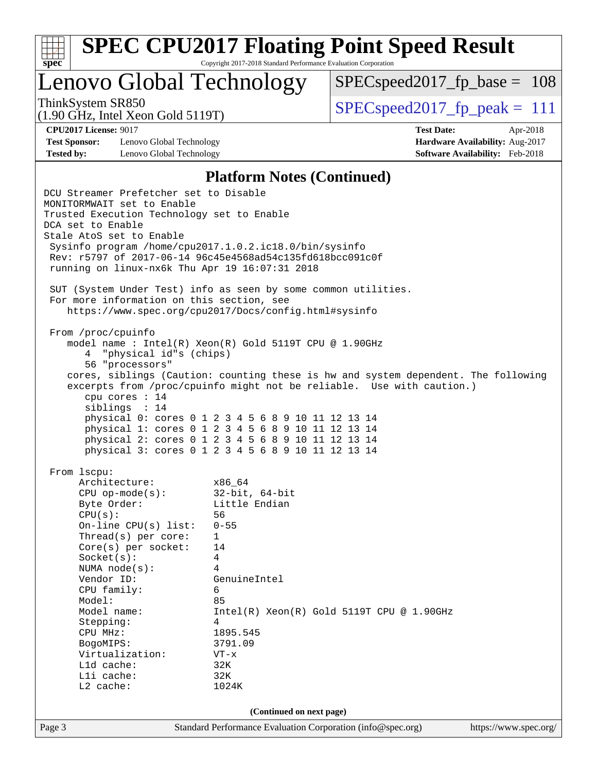# SPEC CPU2017 Floating Point Speed Result

Copyright 2017-2018 Standard Performance Evaluation Corporation

## Lenovo Global Technology

ThinkSystem SR850
(1.90 GHz, Intel Xeon Gold 5119T)

SPECspeed2017_fp_base = 108

SPECspeed2017_fp_peak = 111

**CPU2017 License:** 9017
**Test Sponsor:** Lenovo Global Technology
**Tested by:** Lenovo Global Technology

**Test Date:** Apr-2018
**Hardware Availability:** Aug-2017
**Software Availability:** Feb-2018

### Platform Notes (Continued)

```
DCU Streamer Prefetcher set to Disable
MONITORMWAIT set to Enable
Trusted Execution Technology set to Enable
DCA set to Enable
Stale AtoS set to Enable
 Sysinfo program /home/cpu2017.1.0.2.ic18.0/bin/sysinfo
 Rev: r5797 of 2017-06-14 96c45e4568ad54c135fd618bcc091c0f
 running on linux-nx6k Thu Apr 19 16:07:31 2018

 SUT (System Under Test) info as seen by some common utilities.
 For more information on this section, see
    https://www.spec.org/cpu2017/Docs/config.html#sysinfo

 From /proc/cpuinfo
    model name : Intel(R) Xeon(R) Gold 5119T CPU @ 1.90GHz
       4  "physical id"s (chips)
       56 "processors"
    cores, siblings (Caution: counting these is hw and system dependent. The following
    excerpts from /proc/cpuinfo might not be reliable.  Use with caution.)
       cpu cores : 14
       siblings  : 14
       physical 0: cores 0 1 2 3 4 5 6 8 9 10 11 12 13 14
       physical 1: cores 0 1 2 3 4 5 6 8 9 10 11 12 13 14
       physical 2: cores 0 1 2 3 4 5 6 8 9 10 11 12 13 14
       physical 3: cores 0 1 2 3 4 5 6 8 9 10 11 12 13 14

 From lscpu:
      Architecture:          x86_64
      CPU op-mode(s):        32-bit, 64-bit
      Byte Order:            Little Endian
      CPU(s):                56
      On-line CPU(s) list:   0-55
      Thread(s) per core:    1
      Core(s) per socket:    14
      Socket(s):             4
      NUMA node(s):          4
      Vendor ID:             GenuineIntel
      CPU family:            6
      Model:                 85
      Model name:            Intel(R) Xeon(R) Gold 5119T CPU @ 1.90GHz
      Stepping:              4
      CPU MHz:               1895.545
      BogoMIPS:              3791.09
      Virtualization:        VT-x
      L1d cache:             32K
      L1i cache:             32K
      L2 cache:              1024K
```

(Continued on next page)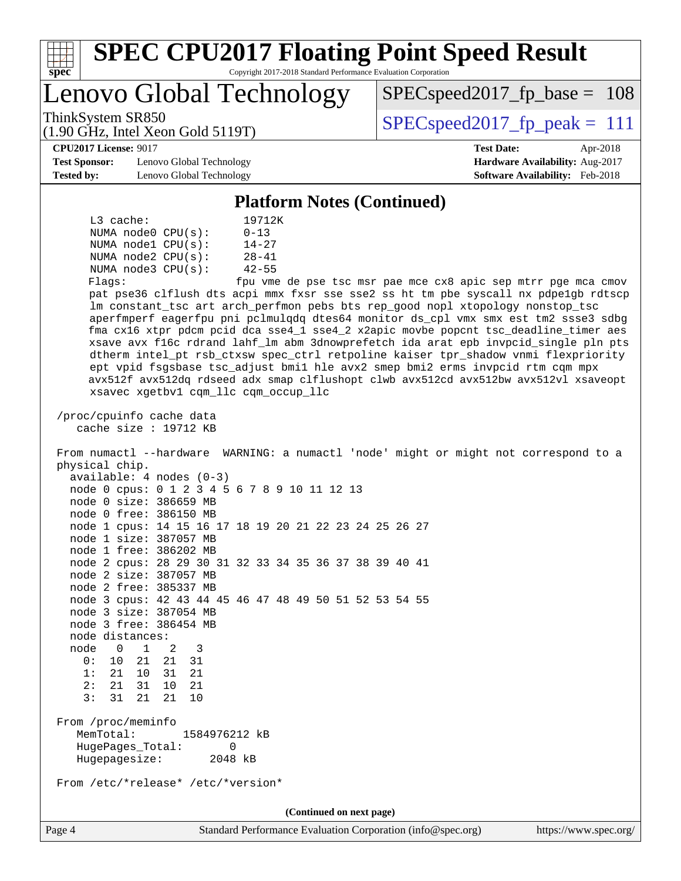## Platform Notes (Continued)

```
     L3 cache:              19712K
     NUMA node0 CPU(s):     0-13
     NUMA node1 CPU(s):     14-27
     NUMA node2 CPU(s):     28-41
     NUMA node3 CPU(s):     42-55
     Flags:                 fpu vme de pse tsc msr pae mce cx8 apic sep mtrr pge mca cmov
     pat pse36 clflush dts acpi mmx fxsr sse sse2 ss ht tm pbe syscall nx pdpe1gb rdtscp
     lm constant_tsc art arch_perfmon pebs bts rep_good nopl xtopology nonstop_tsc
     aperfmperf eagerfpu pni pclmulqdq dtes64 monitor ds_cpl vmx smx est tm2 ssse3 sdbg
     fma cx16 xtpr pdcm pcid dca sse4_1 sse4_2 x2apic movbe popcnt tsc_deadline_timer aes
     xsave avx f16c rdrand lahf_lm abm 3dnowprefetch ida arat epb invpcid_single pln pts
     dtherm intel_pt rsb_ctxsw spec_ctrl retpoline kaiser tpr_shadow vnmi flexpriority
     ept vpid fsgsbase tsc_adjust bmi1 hle avx2 smep bmi2 erms invpcid rtm cqm mpx
     avx512f avx512dq rdseed adx smap clflushopt clwb avx512cd avx512bw avx512vl xsaveopt
     xsavec xgetbv1 cqm_llc cqm_occup_llc

 /proc/cpuinfo cache data
    cache size : 19712 KB

 From numactl --hardware  WARNING: a numactl 'node' might or might not correspond to a
 physical chip.
   available: 4 nodes (0-3)
   node 0 cpus: 0 1 2 3 4 5 6 7 8 9 10 11 12 13
   node 0 size: 386659 MB
   node 0 free: 386150 MB
   node 1 cpus: 14 15 16 17 18 19 20 21 22 23 24 25 26 27
   node 1 size: 387057 MB
   node 1 free: 386202 MB
   node 2 cpus: 28 29 30 31 32 33 34 35 36 37 38 39 40 41
   node 2 size: 387057 MB
   node 2 free: 385337 MB
   node 3 cpus: 42 43 44 45 46 47 48 49 50 51 52 53 54 55
   node 3 size: 387054 MB
   node 3 free: 386454 MB
   node distances:
   node   0   1   2   3
     0:  10  21  21  31
     1:  21  10  31  21
     2:  21  31  10  21
     3:  31  21  21  10

 From /proc/meminfo
    MemTotal:       1584976212 kB
    HugePages_Total:       0
    Hugepagesize:       2048 kB

 From /etc/*release* /etc/*version*
```

(Continued on next page)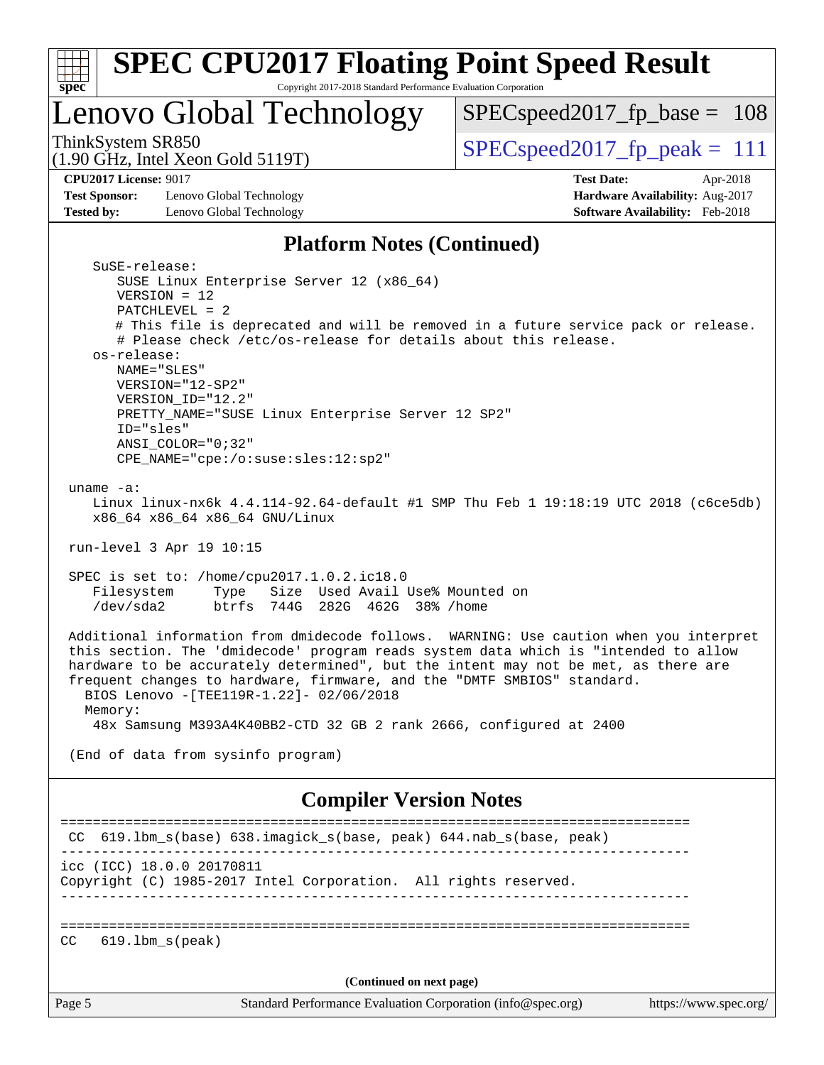## Platform Notes (Continued)

```
    SuSE-release:
       SUSE Linux Enterprise Server 12 (x86_64)
       VERSION = 12
       PATCHLEVEL = 2
       # This file is deprecated and will be removed in a future service pack or release.
       # Please check /etc/os-release for details about this release.
    os-release:
       NAME="SLES"
       VERSION="12-SP2"
       VERSION_ID="12.2"
       PRETTY_NAME="SUSE Linux Enterprise Server 12 SP2"
       ID="sles"
       ANSI_COLOR="0;32"
       CPE_NAME="cpe:/o:suse:sles:12:sp2"

 uname -a:
    Linux linux-nx6k 4.4.114-92.64-default #1 SMP Thu Feb 1 19:18:19 UTC 2018 (c6ce5db)
    x86_64 x86_64 x86_64 GNU/Linux

 run-level 3 Apr 19 10:15

 SPEC is set to: /home/cpu2017.1.0.2.ic18.0
    Filesystem     Type   Size  Used Avail Use% Mounted on
    /dev/sda2      btrfs  744G  282G  462G  38% /home

 Additional information from dmidecode follows.  WARNING: Use caution when you interpret
 this section. The 'dmidecode' program reads system data which is "intended to allow
 hardware to be accurately determined", but the intent may not be met, as there are
 frequent changes to hardware, firmware, and the "DMTF SMBIOS" standard.
   BIOS Lenovo -[TEE119R-1.22]- 02/06/2018
   Memory:
    48x Samsung M393A4K40BB2-CTD 32 GB 2 rank 2666, configured at 2400

 (End of data from sysinfo program)
```

## Compiler Version Notes

```
==============================================================================
 CC  619.lbm_s(base) 638.imagick_s(base, peak) 644.nab_s(base, peak)
------------------------------------------------------------------------------
icc (ICC) 18.0.0 20170811
Copyright (C) 1985-2017 Intel Corporation.  All rights reserved.
------------------------------------------------------------------------------

==============================================================================
CC   619.lbm_s(peak)
```

**(Continued on next page)**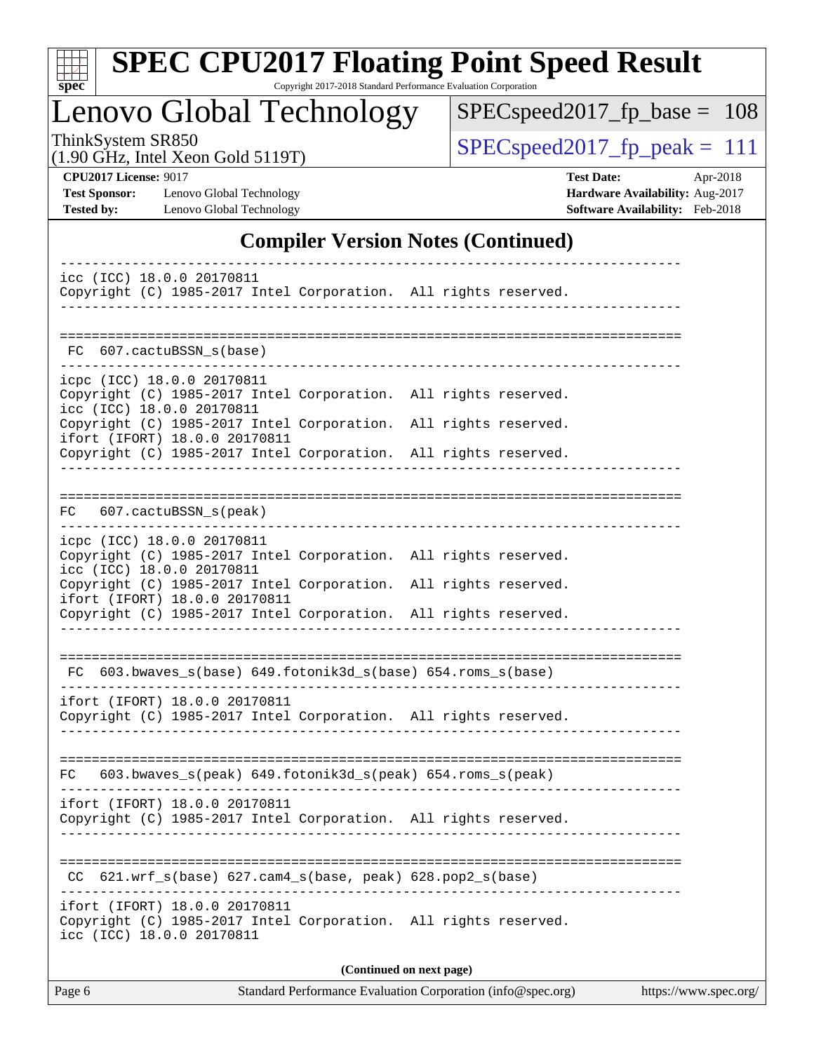# SPEC CPU2017 Floating Point Speed Result

Copyright 2017-2018 Standard Performance Evaluation Corporation

## Lenovo Global Technology

ThinkSystem SR850
(1.90 GHz, Intel Xeon Gold 5119T)

SPECspeed2017_fp_base = 108

SPECspeed2017_fp_peak = 111

**CPU2017 License:** 9017
**Test Sponsor:** Lenovo Global Technology
**Tested by:** Lenovo Global Technology

**Test Date:** Apr-2018
**Hardware Availability:** Aug-2017
**Software Availability:** Feb-2018

## Compiler Version Notes (Continued)

```
------------------------------------------------------------------------------
icc (ICC) 18.0.0 20170811
Copyright (C) 1985-2017 Intel Corporation.  All rights reserved.
------------------------------------------------------------------------------

==============================================================================
 FC  607.cactuBSSN_s(base)
------------------------------------------------------------------------------
icpc (ICC) 18.0.0 20170811
Copyright (C) 1985-2017 Intel Corporation.  All rights reserved.
icc (ICC) 18.0.0 20170811
Copyright (C) 1985-2017 Intel Corporation.  All rights reserved.
ifort (IFORT) 18.0.0 20170811
Copyright (C) 1985-2017 Intel Corporation.  All rights reserved.
------------------------------------------------------------------------------

==============================================================================
 FC  607.cactuBSSN_s(peak)
------------------------------------------------------------------------------
icpc (ICC) 18.0.0 20170811
Copyright (C) 1985-2017 Intel Corporation.  All rights reserved.
icc (ICC) 18.0.0 20170811
Copyright (C) 1985-2017 Intel Corporation.  All rights reserved.
ifort (IFORT) 18.0.0 20170811
Copyright (C) 1985-2017 Intel Corporation.  All rights reserved.
------------------------------------------------------------------------------

==============================================================================
 FC  603.bwaves_s(base) 649.fotonik3d_s(base) 654.roms_s(base)
------------------------------------------------------------------------------
ifort (IFORT) 18.0.0 20170811
Copyright (C) 1985-2017 Intel Corporation.  All rights reserved.
------------------------------------------------------------------------------

==============================================================================
 FC  603.bwaves_s(peak) 649.fotonik3d_s(peak) 654.roms_s(peak)
------------------------------------------------------------------------------
ifort (IFORT) 18.0.0 20170811
Copyright (C) 1985-2017 Intel Corporation.  All rights reserved.
------------------------------------------------------------------------------

==============================================================================
 CC  621.wrf_s(base) 627.cam4_s(base, peak) 628.pop2_s(base)
------------------------------------------------------------------------------
ifort (IFORT) 18.0.0 20170811
Copyright (C) 1985-2017 Intel Corporation.  All rights reserved.
icc (ICC) 18.0.0 20170811
```

**(Continued on next page)**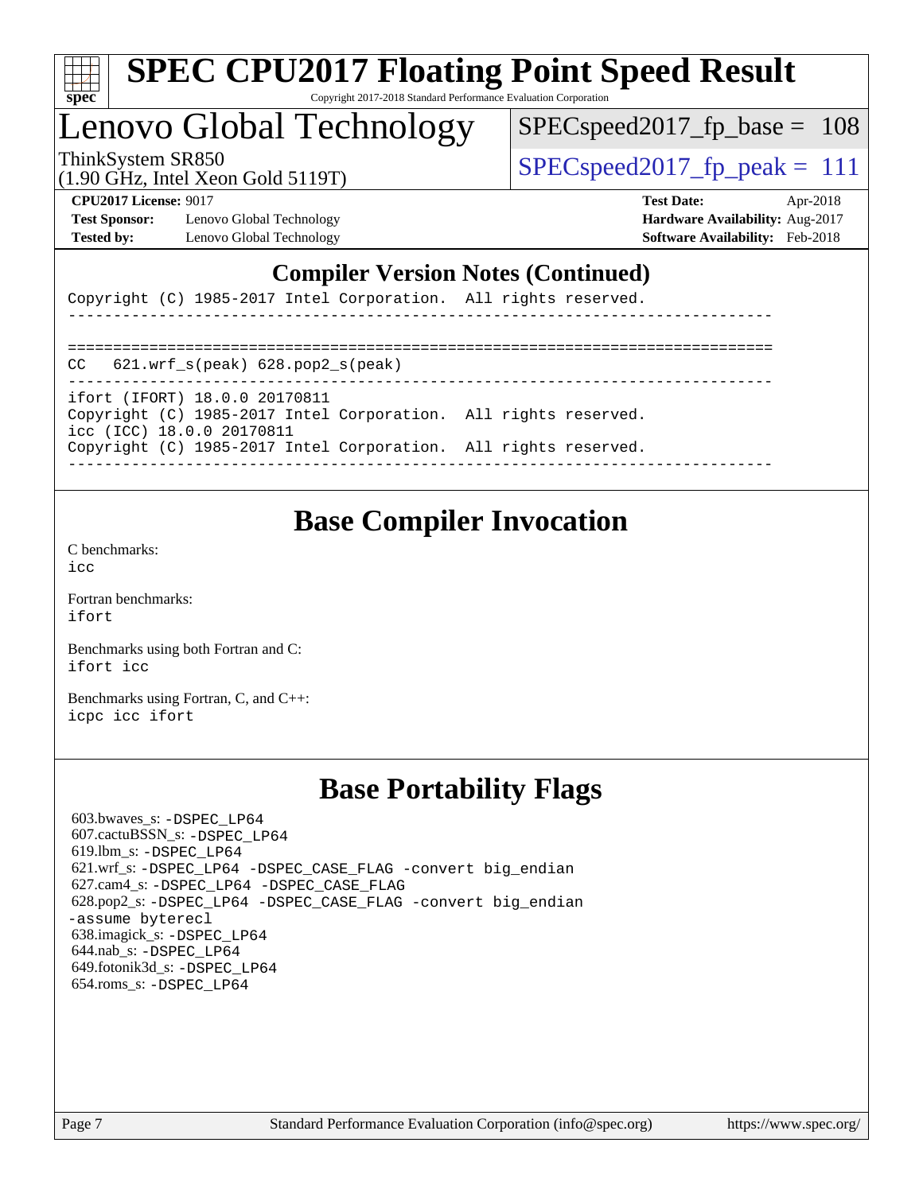## Compiler Version Notes (Continued)

```
Copyright (C) 1985-2017 Intel Corporation.  All rights reserved.
------------------------------------------------------------------------------

==============================================================================
CC   621.wrf_s(peak) 628.pop2_s(peak)
------------------------------------------------------------------------------
ifort (IFORT) 18.0.0 20170811
Copyright (C) 1985-2017 Intel Corporation.  All rights reserved.
icc (ICC) 18.0.0 20170811
Copyright (C) 1985-2017 Intel Corporation.  All rights reserved.
------------------------------------------------------------------------------
```

## Base Compiler Invocation

C benchmarks:
icc

Fortran benchmarks:
ifort

Benchmarks using both Fortran and C:
ifort icc

Benchmarks using Fortran, C, and C++:
icpc icc ifort

## Base Portability Flags

603.bwaves_s: -DSPEC_LP64
607.cactuBSSN_s: -DSPEC_LP64
619.lbm_s: -DSPEC_LP64
621.wrf_s: -DSPEC_LP64 -DSPEC_CASE_FLAG -convert big_endian
627.cam4_s: -DSPEC_LP64 -DSPEC_CASE_FLAG
628.pop2_s: -DSPEC_LP64 -DSPEC_CASE_FLAG -convert big_endian -assume byterecl
638.imagick_s: -DSPEC_LP64
644.nab_s: -DSPEC_LP64
649.fotonik3d_s: -DSPEC_LP64
654.roms_s: -DSPEC_LP64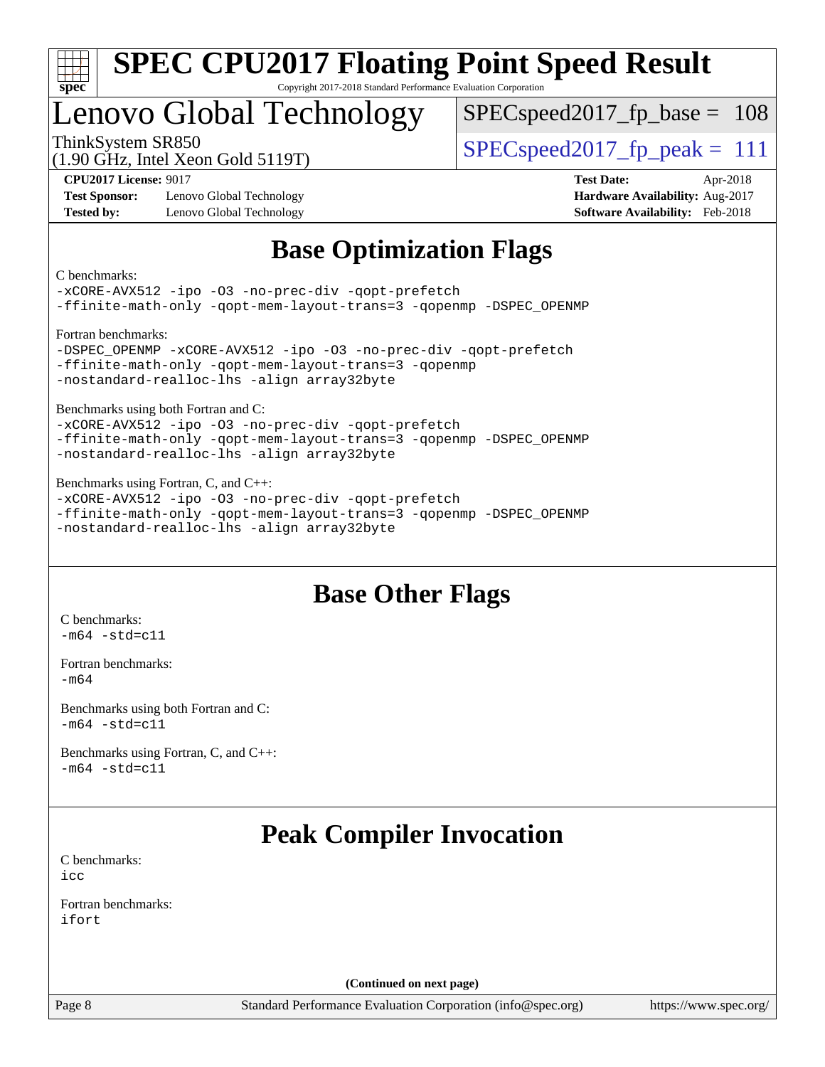# SPEC CPU2017 Floating Point Speed Result

Copyright 2017-2018 Standard Performance Evaluation Corporation

## Lenovo Global Technology

ThinkSystem SR850
(1.90 GHz, Intel Xeon Gold 5119T)

SPECspeed2017_fp_base = 108

SPECspeed2017_fp_peak = 111

**CPU2017 License:** 9017
**Test Sponsor:** Lenovo Global Technology
**Tested by:** Lenovo Global Technology

**Test Date:** Apr-2018
**Hardware Availability:** Aug-2017
**Software Availability:** Feb-2018

## Base Optimization Flags

C benchmarks:

```
-xCORE-AVX512 -ipo -O3 -no-prec-div -qopt-prefetch
-ffinite-math-only -qopt-mem-layout-trans=3 -qopenmp -DSPEC_OPENMP
```

Fortran benchmarks:

```
-DSPEC_OPENMP -xCORE-AVX512 -ipo -O3 -no-prec-div -qopt-prefetch
-ffinite-math-only -qopt-mem-layout-trans=3 -qopenmp
-nostandard-realloc-lhs -align array32byte
```

Benchmarks using both Fortran and C:

```
-xCORE-AVX512 -ipo -O3 -no-prec-div -qopt-prefetch
-ffinite-math-only -qopt-mem-layout-trans=3 -qopenmp -DSPEC_OPENMP
-nostandard-realloc-lhs -align array32byte
```

Benchmarks using Fortran, C, and C++:

```
-xCORE-AVX512 -ipo -O3 -no-prec-div -qopt-prefetch
-ffinite-math-only -qopt-mem-layout-trans=3 -qopenmp -DSPEC_OPENMP
-nostandard-realloc-lhs -align array32byte
```

## Base Other Flags

C benchmarks:

```
-m64 -std=c11
```

Fortran benchmarks:

```
-m64
```

Benchmarks using both Fortran and C:

```
-m64 -std=c11
```

Benchmarks using Fortran, C, and C++:

```
-m64 -std=c11
```

## Peak Compiler Invocation

C benchmarks:

```
icc
```

Fortran benchmarks:

```
ifort
```

(Continued on next page)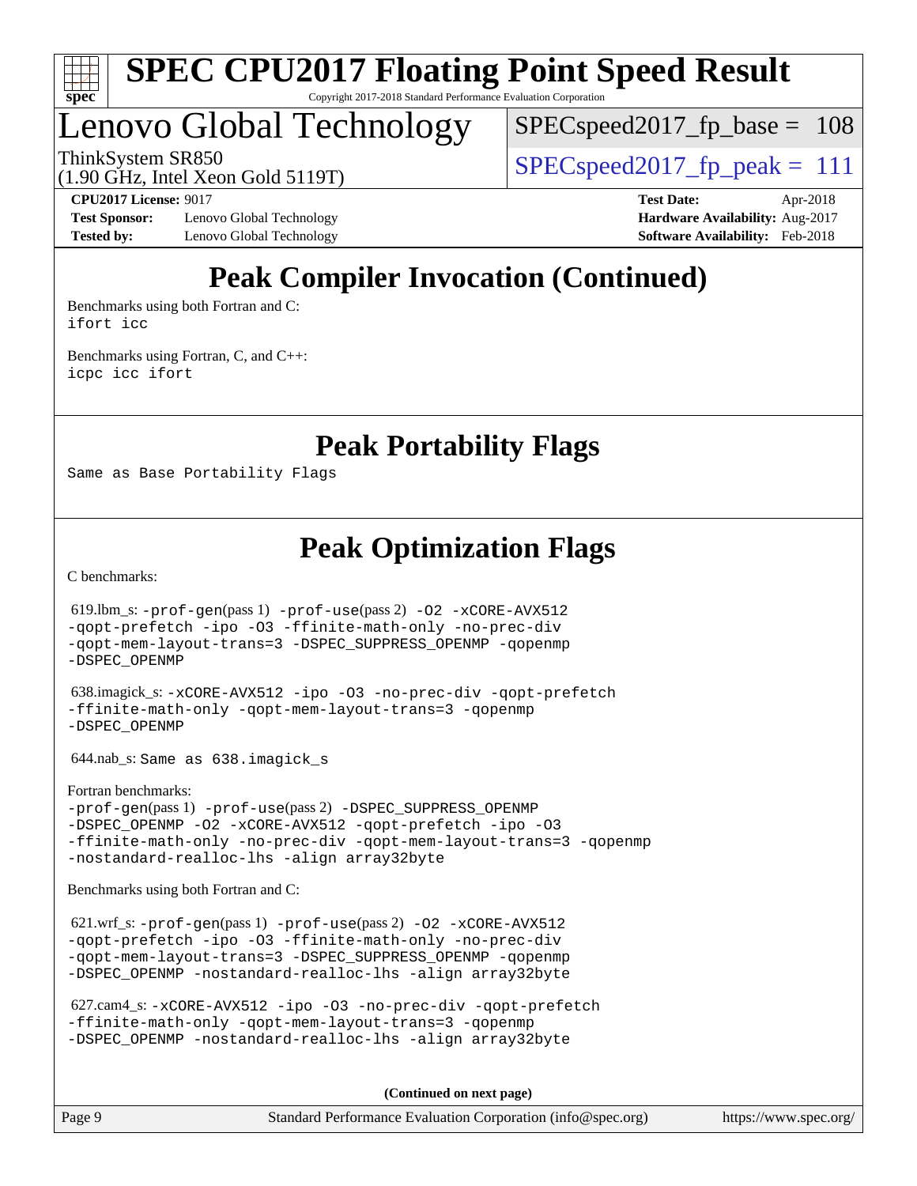# Lenovo Global Technology

ThinkSystem SR850
(1.90 GHz, Intel Xeon Gold 5119T)

SPECspeed2017_fp_base = 108

SPECspeed2017_fp_peak = 111

**CPU2017 License:** 9017
**Test Sponsor:** Lenovo Global Technology
**Tested by:** Lenovo Global Technology

**Test Date:** Apr-2018
**Hardware Availability:** Aug-2017
**Software Availability:** Feb-2018

## Peak Compiler Invocation (Continued)

Benchmarks using both Fortran and C:
ifort icc

Benchmarks using Fortran, C, and C++:
icpc icc ifort

## Peak Portability Flags

Same as Base Portability Flags

## Peak Optimization Flags

C benchmarks:

619.lbm_s: -prof-gen(pass 1) -prof-use(pass 2) -O2 -xCORE-AVX512 -qopt-prefetch -ipo -O3 -ffinite-math-only -no-prec-div -qopt-mem-layout-trans=3 -DSPEC_SUPPRESS_OPENMP -qopenmp -DSPEC_OPENMP

638.imagick_s: -xCORE-AVX512 -ipo -O3 -no-prec-div -qopt-prefetch -ffinite-math-only -qopt-mem-layout-trans=3 -qopenmp -DSPEC_OPENMP

644.nab_s: Same as 638.imagick_s

Fortran benchmarks:
-prof-gen(pass 1) -prof-use(pass 2) -DSPEC_SUPPRESS_OPENMP -DSPEC_OPENMP -O2 -xCORE-AVX512 -qopt-prefetch -ipo -O3 -ffinite-math-only -no-prec-div -qopt-mem-layout-trans=3 -qopenmp -nostandard-realloc-lhs -align array32byte

Benchmarks using both Fortran and C:

621.wrf_s: -prof-gen(pass 1) -prof-use(pass 2) -O2 -xCORE-AVX512 -qopt-prefetch -ipo -O3 -ffinite-math-only -no-prec-div -qopt-mem-layout-trans=3 -DSPEC_SUPPRESS_OPENMP -qopenmp -DSPEC_OPENMP -nostandard-realloc-lhs -align array32byte

627.cam4_s: -xCORE-AVX512 -ipo -O3 -no-prec-div -qopt-prefetch -ffinite-math-only -qopt-mem-layout-trans=3 -qopenmp -DSPEC_OPENMP -nostandard-realloc-lhs -align array32byte

**(Continued on next page)**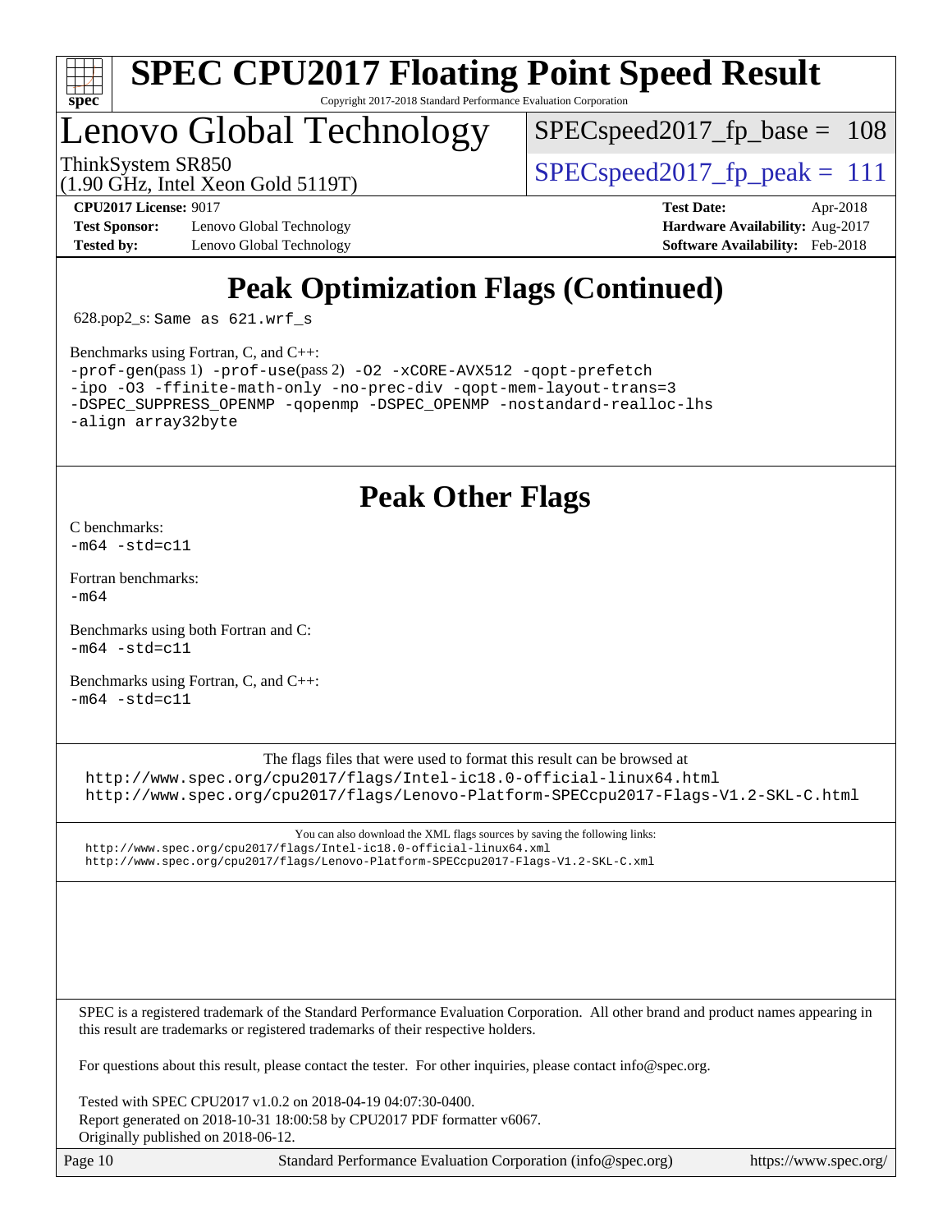# Peak Optimization Flags (Continued)

628.pop2_s: Same as 621.wrf_s

Benchmarks using Fortran, C, and C++:
-prof-gen(pass 1) -prof-use(pass 2) -O2 -xCORE-AVX512 -qopt-prefetch
-ipo -O3 -ffinite-math-only -no-prec-div -qopt-mem-layout-trans=3
-DSPEC_SUPPRESS_OPENMP -qopenmp -DSPEC_OPENMP -nostandard-realloc-lhs
-align array32byte

# Peak Other Flags

C benchmarks:
-m64 -std=c11

Fortran benchmarks:
-m64

Benchmarks using both Fortran and C:
-m64 -std=c11

Benchmarks using Fortran, C, and C++:
-m64 -std=c11

The flags files that were used to format this result can be browsed at
http://www.spec.org/cpu2017/flags/Intel-ic18.0-official-linux64.html
http://www.spec.org/cpu2017/flags/Lenovo-Platform-SPECcpu2017-Flags-V1.2-SKL-C.html

You can also download the XML flags sources by saving the following links:
http://www.spec.org/cpu2017/flags/Intel-ic18.0-official-linux64.xml
http://www.spec.org/cpu2017/flags/Lenovo-Platform-SPECcpu2017-Flags-V1.2-SKL-C.xml

SPEC is a registered trademark of the Standard Performance Evaluation Corporation. All other brand and product names appearing in this result are trademarks or registered trademarks of their respective holders.

For questions about this result, please contact the tester. For other inquiries, please contact info@spec.org.

Tested with SPEC CPU2017 v1.0.2 on 2018-04-19 04:07:30-0400.
Report generated on 2018-10-31 18:00:58 by CPU2017 PDF formatter v6067.
Originally published on 2018-06-12.